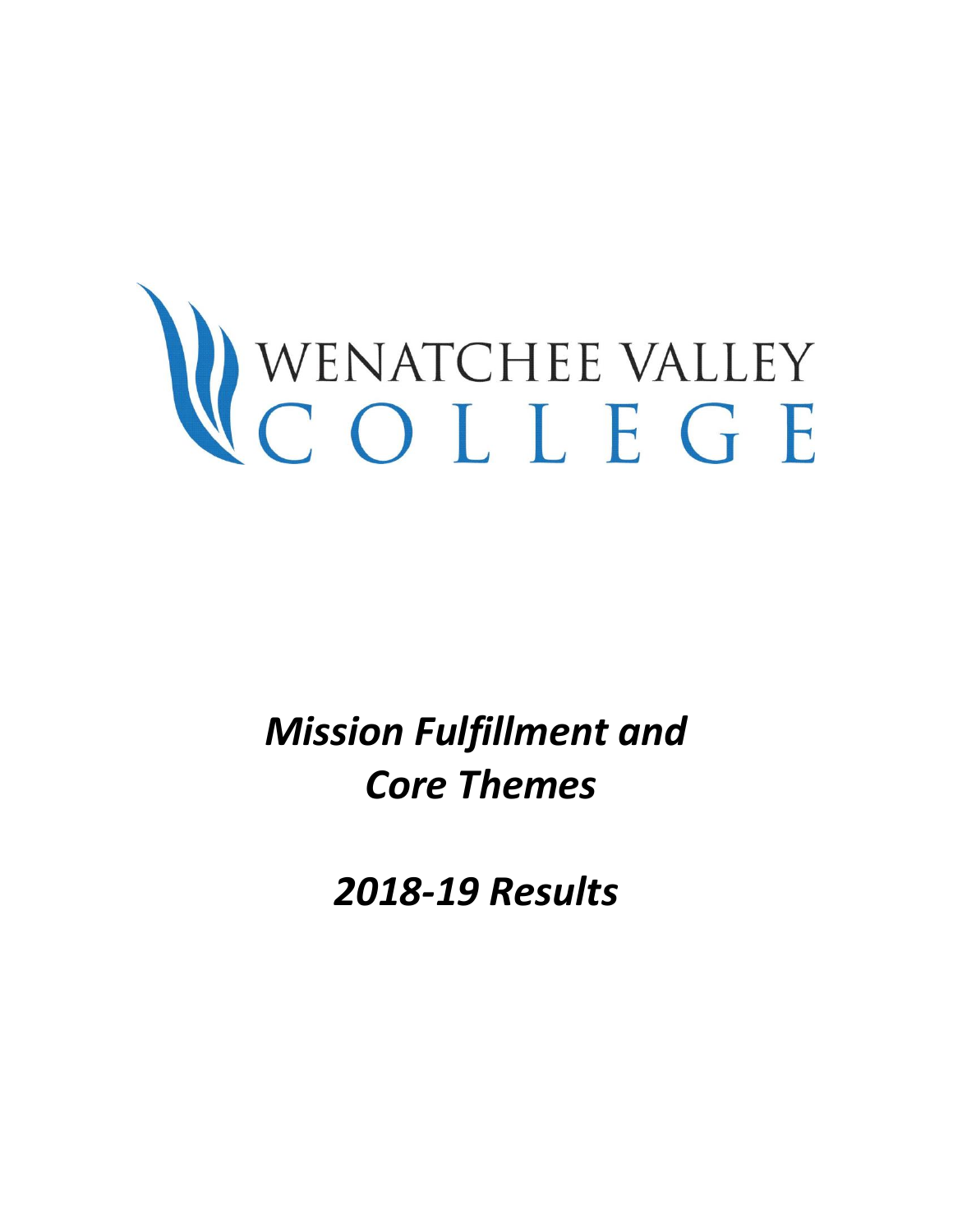WENATCHEE VALLEY
COLLEGE

# *Mission Fulfillment and Core Themes*

## *2018-19 Results*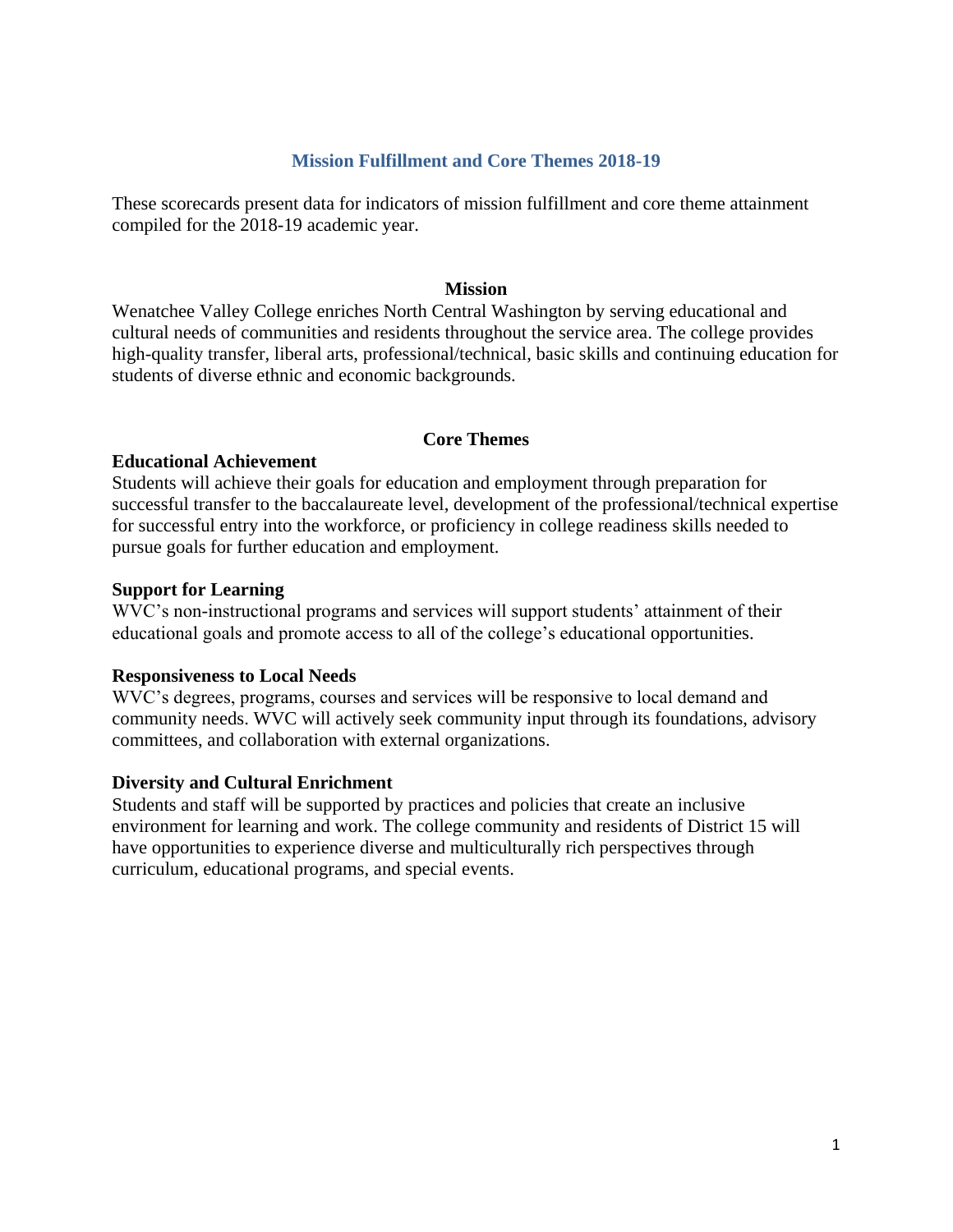# Mission Fulfillment and Core Themes 2018-19

These scorecards present data for indicators of mission fulfillment and core theme attainment compiled for the 2018-19 academic year.

## Mission

Wenatchee Valley College enriches North Central Washington by serving educational and cultural needs of communities and residents throughout the service area. The college provides high-quality transfer, liberal arts, professional/technical, basic skills and continuing education for students of diverse ethnic and economic backgrounds.

## Core Themes

### Educational Achievement

Students will achieve their goals for education and employment through preparation for successful transfer to the baccalaureate level, development of the professional/technical expertise for successful entry into the workforce, or proficiency in college readiness skills needed to pursue goals for further education and employment.

### Support for Learning

WVC's non-instructional programs and services will support students' attainment of their educational goals and promote access to all of the college's educational opportunities.

### Responsiveness to Local Needs

WVC's degrees, programs, courses and services will be responsive to local demand and community needs. WVC will actively seek community input through its foundations, advisory committees, and collaboration with external organizations.

### Diversity and Cultural Enrichment

Students and staff will be supported by practices and policies that create an inclusive environment for learning and work. The college community and residents of District 15 will have opportunities to experience diverse and multiculturally rich perspectives through curriculum, educational programs, and special events.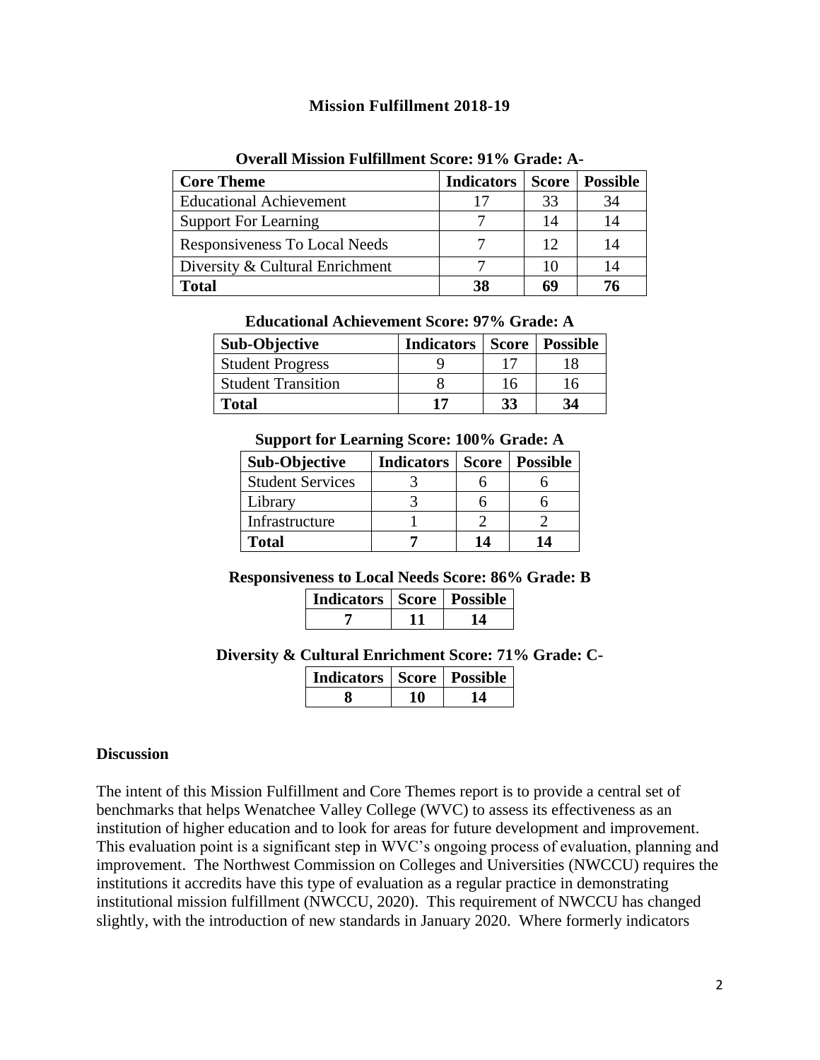## Mission Fulfillment 2018-19

**Overall Mission Fulfillment Score: 91% Grade: A-**

| Core Theme | Indicators | Score | Possible |
|---|---|---|---|
| Educational Achievement | 17 | 33 | 34 |
| Support For Learning | 7 | 14 | 14 |
| Responsiveness To Local Needs | 7 | 12 | 14 |
| Diversity & Cultural Enrichment | 7 | 10 | 14 |
| **Total** | **38** | **69** | **76** |

**Educational Achievement Score: 97% Grade: A**

| Sub-Objective | Indicators | Score | Possible |
|---|---|---|---|
| Student Progress | 9 | 17 | 18 |
| Student Transition | 8 | 16 | 16 |
| **Total** | **17** | **33** | **34** |

**Support for Learning Score: 100% Grade: A**

| Sub-Objective | Indicators | Score | Possible |
|---|---|---|---|
| Student Services | 3 | 6 | 6 |
| Library | 3 | 6 | 6 |
| Infrastructure | 1 | 2 | 2 |
| **Total** | **7** | **14** | **14** |

**Responsiveness to Local Needs Score: 86% Grade: B**

| Indicators | Score | Possible |
|---|---|---|
| **7** | **11** | **14** |

**Diversity & Cultural Enrichment Score: 71% Grade: C-**

| Indicators | Score | Possible |
|---|---|---|
| **8** | **10** | **14** |

### Discussion

The intent of this Mission Fulfillment and Core Themes report is to provide a central set of benchmarks that helps Wenatchee Valley College (WVC) to assess its effectiveness as an institution of higher education and to look for areas for future development and improvement. This evaluation point is a significant step in WVC's ongoing process of evaluation, planning and improvement. The Northwest Commission on Colleges and Universities (NWCCU) requires the institutions it accredits have this type of evaluation as a regular practice in demonstrating institutional mission fulfillment (NWCCU, 2020). This requirement of NWCCU has changed slightly, with the introduction of new standards in January 2020. Where formerly indicators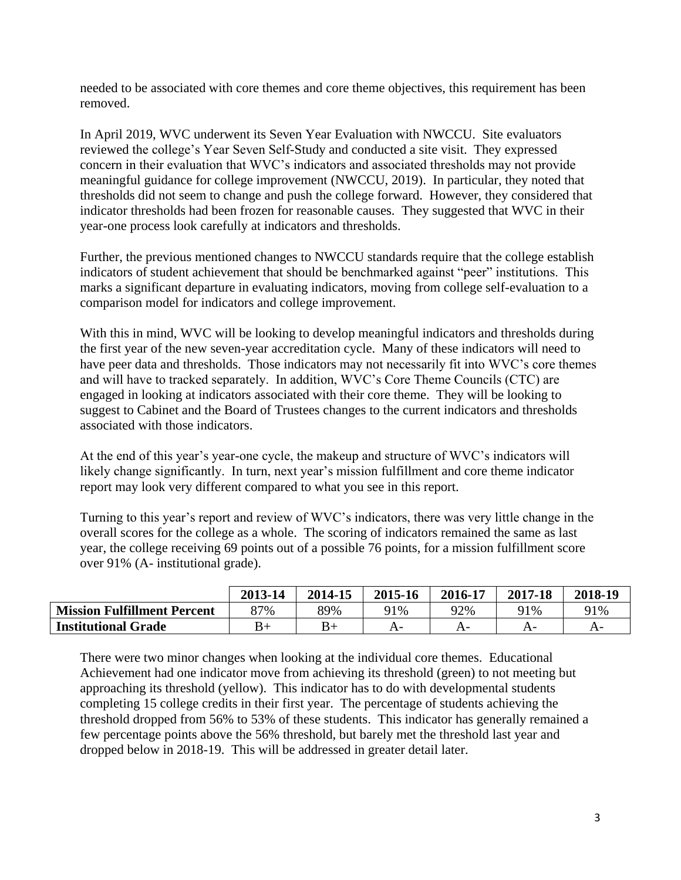needed to be associated with core themes and core theme objectives, this requirement has been removed.

In April 2019, WVC underwent its Seven Year Evaluation with NWCCU. Site evaluators reviewed the college's Year Seven Self-Study and conducted a site visit. They expressed concern in their evaluation that WVC's indicators and associated thresholds may not provide meaningful guidance for college improvement (NWCCU, 2019). In particular, they noted that thresholds did not seem to change and push the college forward. However, they considered that indicator thresholds had been frozen for reasonable causes. They suggested that WVC in their year-one process look carefully at indicators and thresholds.

Further, the previous mentioned changes to NWCCU standards require that the college establish indicators of student achievement that should be benchmarked against "peer" institutions. This marks a significant departure in evaluating indicators, moving from college self-evaluation to a comparison model for indicators and college improvement.

With this in mind, WVC will be looking to develop meaningful indicators and thresholds during the first year of the new seven-year accreditation cycle. Many of these indicators will need to have peer data and thresholds. Those indicators may not necessarily fit into WVC's core themes and will have to tracked separately. In addition, WVC's Core Theme Councils (CTC) are engaged in looking at indicators associated with their core theme. They will be looking to suggest to Cabinet and the Board of Trustees changes to the current indicators and thresholds associated with those indicators.

At the end of this year's year-one cycle, the makeup and structure of WVC's indicators will likely change significantly. In turn, next year's mission fulfillment and core theme indicator report may look very different compared to what you see in this report.

Turning to this year's report and review of WVC's indicators, there was very little change in the overall scores for the college as a whole. The scoring of indicators remained the same as last year, the college receiving 69 points out of a possible 76 points, for a mission fulfillment score over 91% (A- institutional grade).

| | 2013-14 | 2014-15 | 2015-16 | 2016-17 | 2017-18 | 2018-19 |
|---|---|---|---|---|---|---|
| **Mission Fulfillment Percent** | 87% | 89% | 91% | 92% | 91% | 91% |
| **Institutional Grade** | B+ | B+ | A- | A- | A- | A- |

There were two minor changes when looking at the individual core themes. Educational Achievement had one indicator move from achieving its threshold (green) to not meeting but approaching its threshold (yellow). This indicator has to do with developmental students completing 15 college credits in their first year. The percentage of students achieving the threshold dropped from 56% to 53% of these students. This indicator has generally remained a few percentage points above the 56% threshold, but barely met the threshold last year and dropped below in 2018-19. This will be addressed in greater detail later.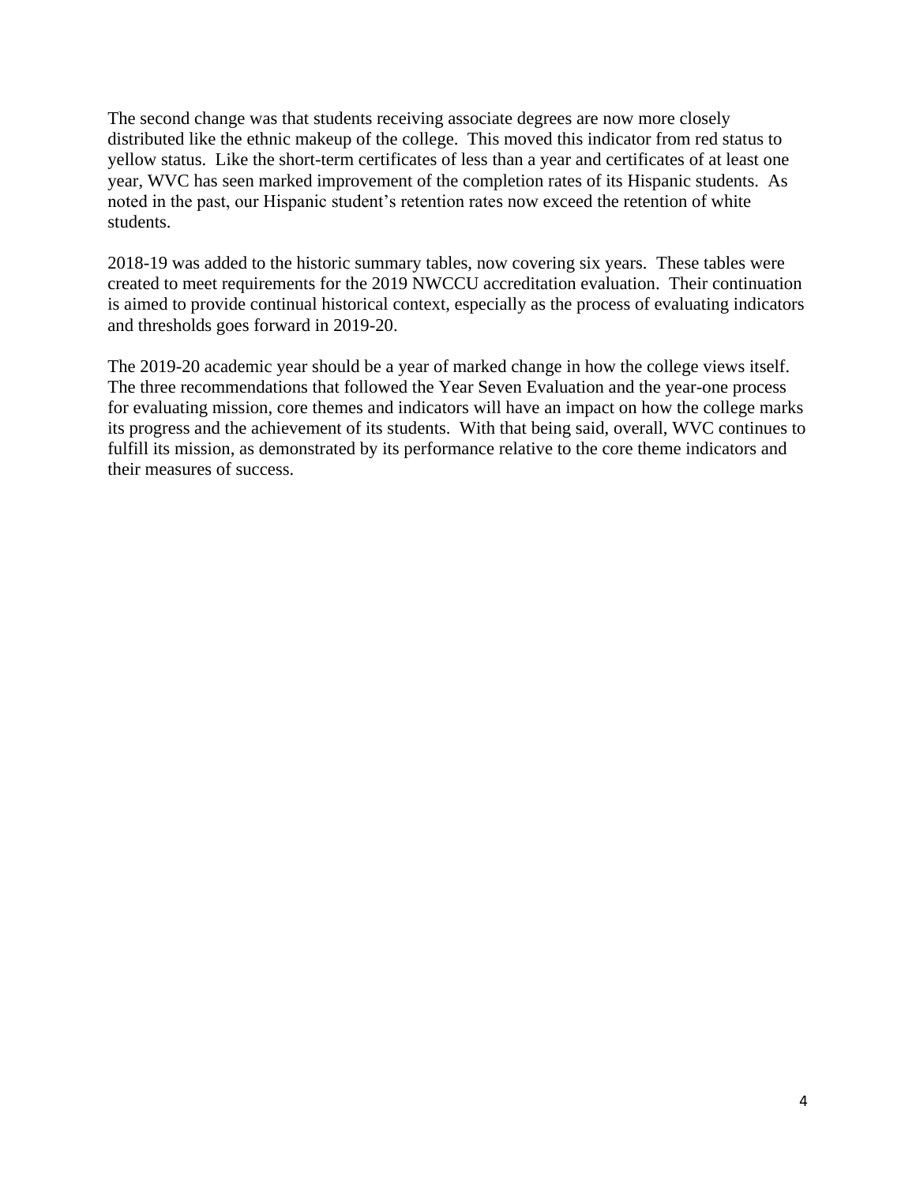The second change was that students receiving associate degrees are now more closely distributed like the ethnic makeup of the college. This moved this indicator from red status to yellow status. Like the short-term certificates of less than a year and certificates of at least one year, WVC has seen marked improvement of the completion rates of its Hispanic students. As noted in the past, our Hispanic student's retention rates now exceed the retention of white students.

2018-19 was added to the historic summary tables, now covering six years. These tables were created to meet requirements for the 2019 NWCCU accreditation evaluation. Their continuation is aimed to provide continual historical context, especially as the process of evaluating indicators and thresholds goes forward in 2019-20.

The 2019-20 academic year should be a year of marked change in how the college views itself. The three recommendations that followed the Year Seven Evaluation and the year-one process for evaluating mission, core themes and indicators will have an impact on how the college marks its progress and the achievement of its students. With that being said, overall, WVC continues to fulfill its mission, as demonstrated by its performance relative to the core theme indicators and their measures of success.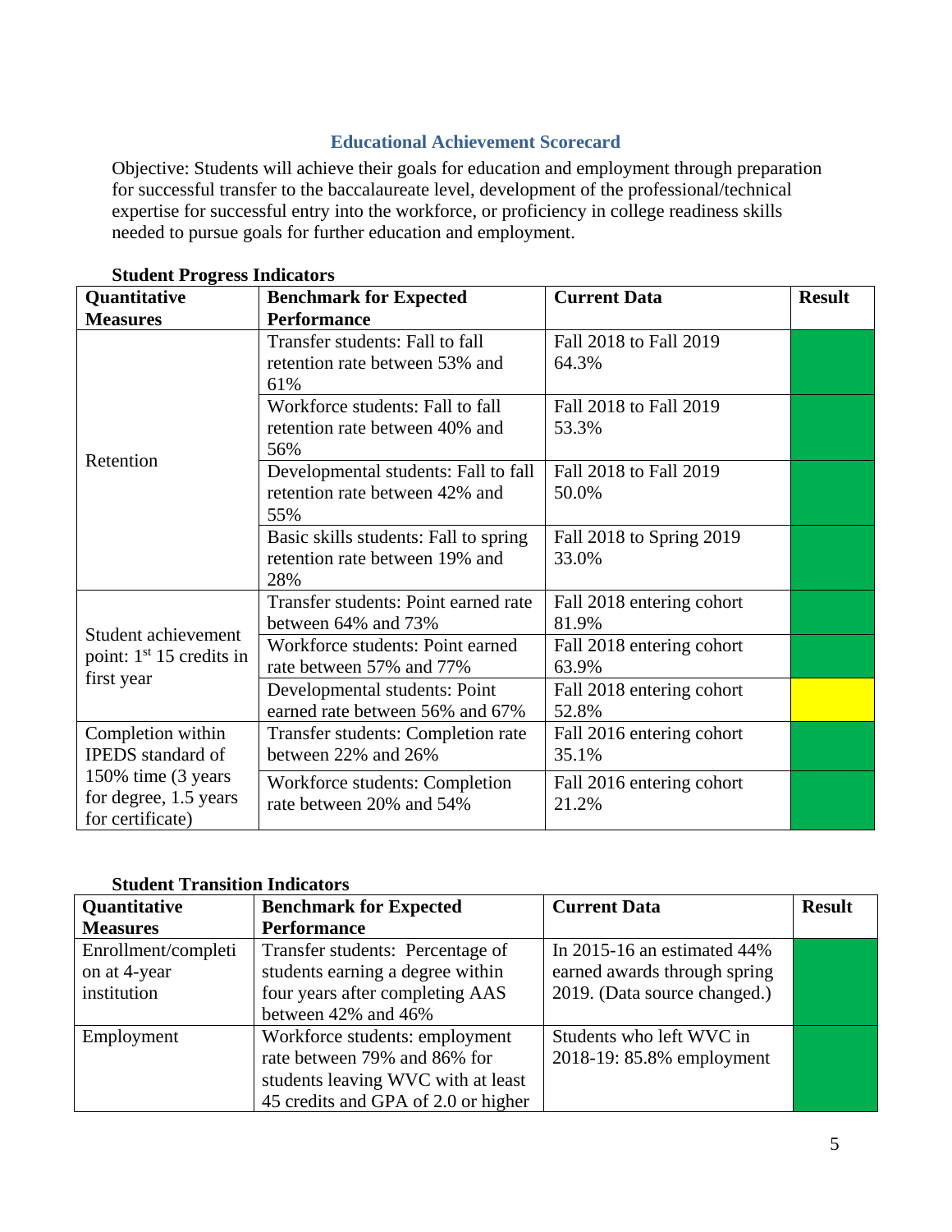## Educational Achievement Scorecard

Objective: Students will achieve their goals for education and employment through preparation for successful transfer to the baccalaureate level, development of the professional/technical expertise for successful entry into the workforce, or proficiency in college readiness skills needed to pursue goals for further education and employment.

**Student Progress Indicators**

| Quantitative Measures | Benchmark for Expected Performance | Current Data | Result |
|---|---|---|---|
| Retention | Transfer students: Fall to fall retention rate between 53% and 61% | Fall 2018 to Fall 2019 64.3% | Green |
| | Workforce students: Fall to fall retention rate between 40% and 56% | Fall 2018 to Fall 2019 53.3% | Green |
| | Developmental students: Fall to fall retention rate between 42% and 55% | Fall 2018 to Fall 2019 50.0% | Green |
| | Basic skills students: Fall to spring retention rate between 19% and 28% | Fall 2018 to Spring 2019 33.0% | Green |
| Student achievement point: 1st 15 credits in first year | Transfer students: Point earned rate between 64% and 73% | Fall 2018 entering cohort 81.9% | Green |
| | Workforce students: Point earned rate between 57% and 77% | Fall 2018 entering cohort 63.9% | Green |
| | Developmental students: Point earned rate between 56% and 67% | Fall 2018 entering cohort 52.8% | Yellow |
| Completion within IPEDS standard of 150% time (3 years for degree, 1.5 years for certificate) | Transfer students: Completion rate between 22% and 26% | Fall 2016 entering cohort 35.1% | Green |
| | Workforce students: Completion rate between 20% and 54% | Fall 2016 entering cohort 21.2% | Green |

**Student Transition Indicators**

| Quantitative Measures | Benchmark for Expected Performance | Current Data | Result |
|---|---|---|---|
| Enrollment/completion at 4-year institution | Transfer students: Percentage of students earning a degree within four years after completing AAS between 42% and 46% | In 2015-16 an estimated 44% earned awards through spring 2019. (Data source changed.) | Green |
| Employment | Workforce students: employment rate between 79% and 86% for students leaving WVC with at least 45 credits and GPA of 2.0 or higher | Students who left WVC in 2018-19: 85.8% employment | Green |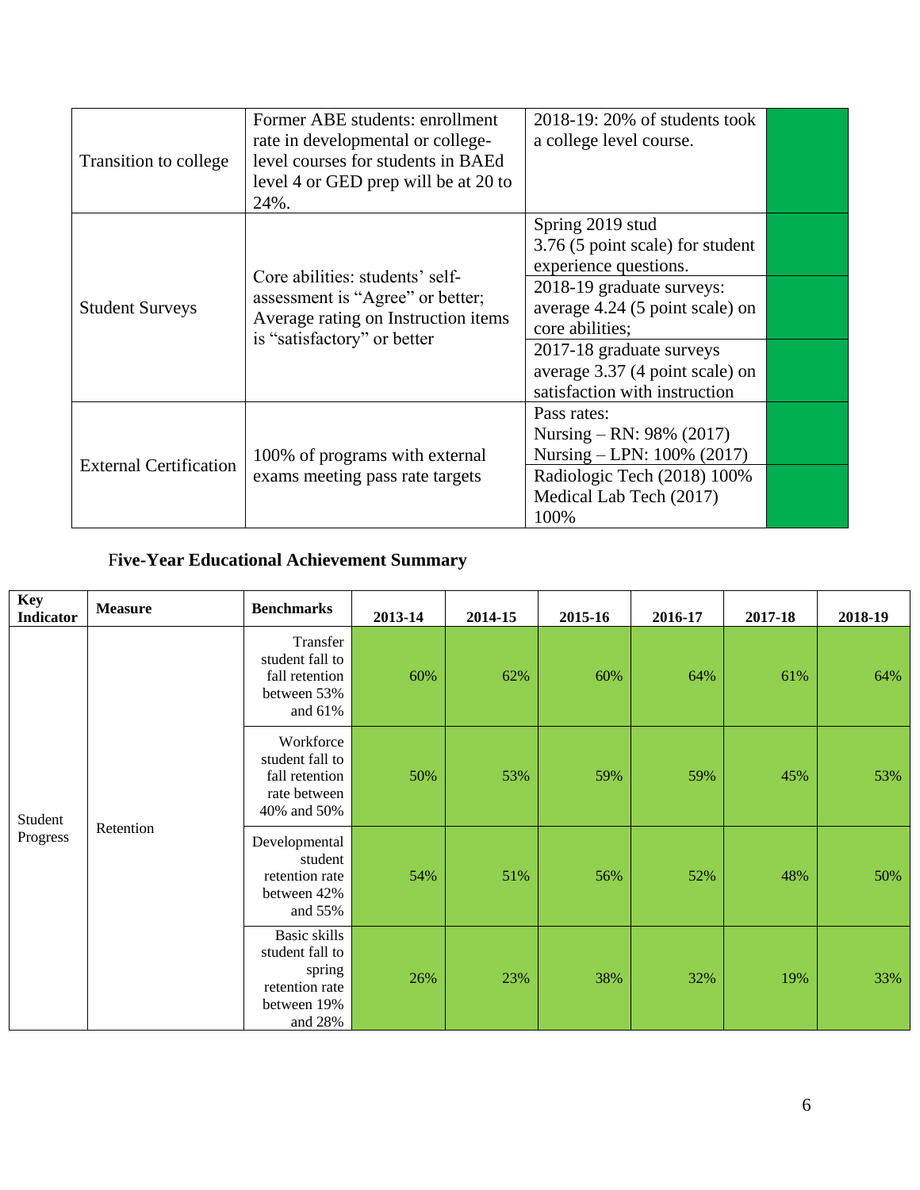| Transition to college | Former ABE students: enrollment rate in developmental or college-level courses for students in BAEd level 4 or GED prep will be at 20 to 24%. | 2018-19: 20% of students took a college level course. | |
|---|---|---|---|
| Student Surveys | Core abilities: students' self-assessment is "Agree" or better; Average rating on Instruction items is "satisfactory" or better | Spring 2019 stud 3.76 (5 point scale) for student experience questions. | |
| | | 2018-19 graduate surveys: average 4.24 (5 point scale) on core abilities; | |
| | | 2017-18 graduate surveys average 3.37 (4 point scale) on satisfaction with instruction | |
| External Certification | 100% of programs with external exams meeting pass rate targets | Pass rates: Nursing – RN: 98% (2017) Nursing – LPN: 100% (2017) | |
| | | Radiologic Tech (2018) 100% Medical Lab Tech (2017) 100% | |

## Five-Year Educational Achievement Summary

| Key Indicator | Measure | Benchmarks | 2013-14 | 2014-15 | 2015-16 | 2016-17 | 2017-18 | 2018-19 |
|---|---|---|---|---|---|---|---|---|
| Student Progress | Retention | Transfer student fall to fall retention between 53% and 61% | 60% | 62% | 60% | 64% | 61% | 64% |
| | | Workforce student fall to fall retention rate between 40% and 50% | 50% | 53% | 59% | 59% | 45% | 53% |
| | | Developmental student retention rate between 42% and 55% | 54% | 51% | 56% | 52% | 48% | 50% |
| | | Basic skills student fall to spring retention rate between 19% and 28% | 26% | 23% | 38% | 32% | 19% | 33% |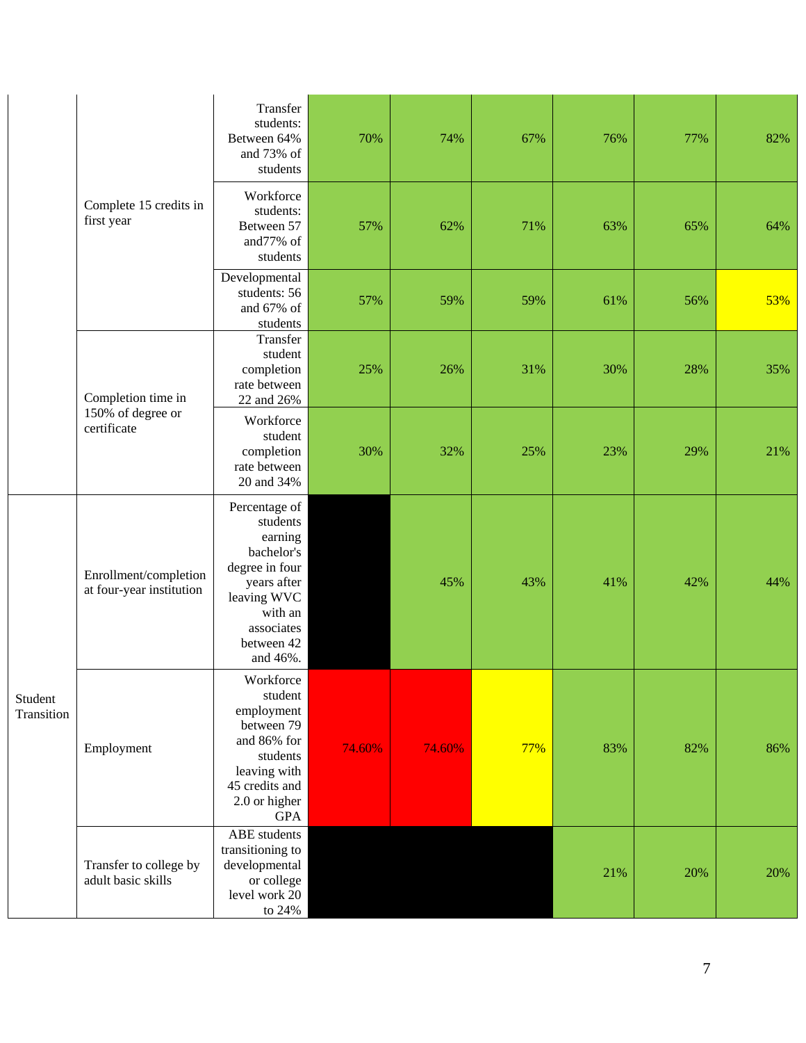|  |  |  |  |  |  |  |  |  |
|---|---|---|---|---|---|---|---|---|
|  | Complete 15 credits in first year | Transfer students: Between 64% and 73% of students | 70% | 74% | 67% | 76% | 77% | 82% |
|  |  | Workforce students: Between 57 and77% of students | 57% | 62% | 71% | 63% | 65% | 64% |
|  |  | Developmental students: 56 and 67% of students | 57% | 59% | 59% | 61% | 56% | 53% |
|  | Completion time in 150% of degree or certificate | Transfer student completion rate between 22 and 26% | 25% | 26% | 31% | 30% | 28% | 35% |
|  |  | Workforce student completion rate between 20 and 34% | 30% | 32% | 25% | 23% | 29% | 21% |
| Student Transition | Enrollment/completion at four-year institution | Percentage of students earning bachelor's degree in four years after leaving WVC with an associates between 42 and 46%. |  | 45% | 43% | 41% | 42% | 44% |
|  | Employment | Workforce student employment between 79 and 86% for students leaving with 45 credits and 2.0 or higher GPA | 74.60% | 74.60% | 77% | 83% | 82% | 86% |
|  | Transfer to college by adult basic skills | ABE students transitioning to developmental or college level work 20 to 24% |  |  |  | 21% | 20% | 20% |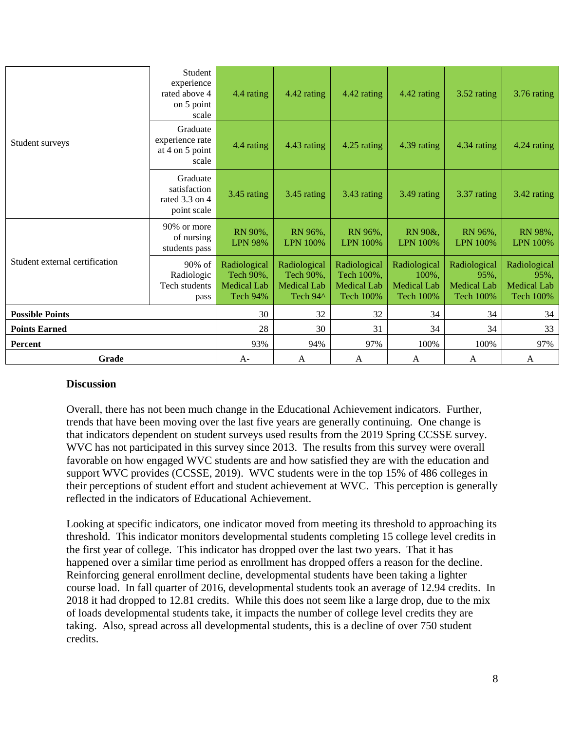| | | | | | | | |
|---|---|---|---|---|---|---|---|
| Student surveys | Student experience rated above 4 on 5 point scale | 4.4 rating | 4.42 rating | 4.42 rating | 4.42 rating | 3.52 rating | 3.76 rating |
| | Graduate experience rate at 4 on 5 point scale | 4.4 rating | 4.43 rating | 4.25 rating | 4.39 rating | 4.34 rating | 4.24 rating |
| | Graduate satisfaction rated 3.3 on 4 point scale | 3.45 rating | 3.45 rating | 3.43 rating | 3.49 rating | 3.37 rating | 3.42 rating |
| Student external certification | 90% or more of nursing students pass | RN 90%, LPN 98% | RN 96%, LPN 100% | RN 96%, LPN 100% | RN 90&, LPN 100% | RN 96%, LPN 100% | RN 98%, LPN 100% |
| | 90% of Radiologic Tech students pass | Radiological Tech 90%, Medical Lab Tech 94% | Radiological Tech 90%, Medical Lab Tech 94^ | Radiological Tech 100%, Medical Lab Tech 100% | Radiological 100%, Medical Lab Tech 100% | Radiological 95%, Medical Lab Tech 100% | Radiological 95%, Medical Lab Tech 100% |
| **Possible Points** | | 30 | 32 | 32 | 34 | 34 | 34 |
| **Points Earned** | | 28 | 30 | 31 | 34 | 34 | 33 |
| **Percent** | | 93% | 94% | 97% | 100% | 100% | 97% |
| **Grade** | | A- | A | A | A | A | A |

**Discussion**

Overall, there has not been much change in the Educational Achievement indicators. Further, trends that have been moving over the last five years are generally continuing. One change is that indicators dependent on student surveys used results from the 2019 Spring CCSSE survey. WVC has not participated in this survey since 2013. The results from this survey were overall favorable on how engaged WVC students are and how satisfied they are with the education and support WVC provides (CCSSE, 2019). WVC students were in the top 15% of 486 colleges in their perceptions of student effort and student achievement at WVC. This perception is generally reflected in the indicators of Educational Achievement.

Looking at specific indicators, one indicator moved from meeting its threshold to approaching its threshold. This indicator monitors developmental students completing 15 college level credits in the first year of college. This indicator has dropped over the last two years. That it has happened over a similar time period as enrollment has dropped offers a reason for the decline. Reinforcing general enrollment decline, developmental students have been taking a lighter course load. In fall quarter of 2016, developmental students took an average of 12.94 credits. In 2018 it had dropped to 12.81 credits. While this does not seem like a large drop, due to the mix of loads developmental students take, it impacts the number of college level credits they are taking. Also, spread across all developmental students, this is a decline of over 750 student credits.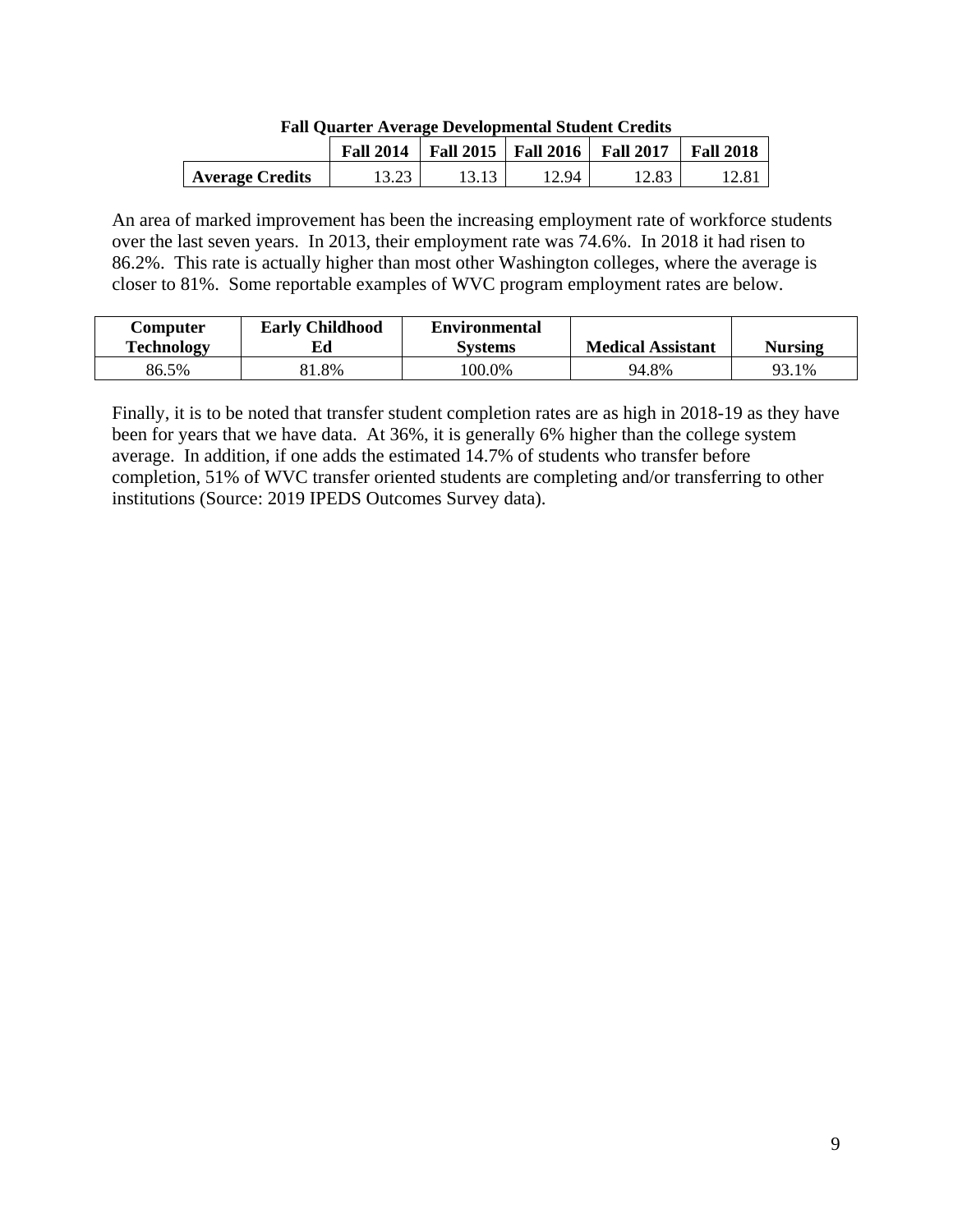**Fall Quarter Average Developmental Student Credits**

| | Fall 2014 | Fall 2015 | Fall 2016 | Fall 2017 | Fall 2018 |
|---|---|---|---|---|---|
| **Average Credits** | 13.23 | 13.13 | 12.94 | 12.83 | 12.81 |

An area of marked improvement has been the increasing employment rate of workforce students over the last seven years. In 2013, their employment rate was 74.6%. In 2018 it had risen to 86.2%. This rate is actually higher than most other Washington colleges, where the average is closer to 81%. Some reportable examples of WVC program employment rates are below.

| Computer Technology | Early Childhood Ed | Environmental Systems | Medical Assistant | Nursing |
|---|---|---|---|---|
| 86.5% | 81.8% | 100.0% | 94.8% | 93.1% |

Finally, it is to be noted that transfer student completion rates are as high in 2018-19 as they have been for years that we have data. At 36%, it is generally 6% higher than the college system average. In addition, if one adds the estimated 14.7% of students who transfer before completion, 51% of WVC transfer oriented students are completing and/or transferring to other institutions (Source: 2019 IPEDS Outcomes Survey data).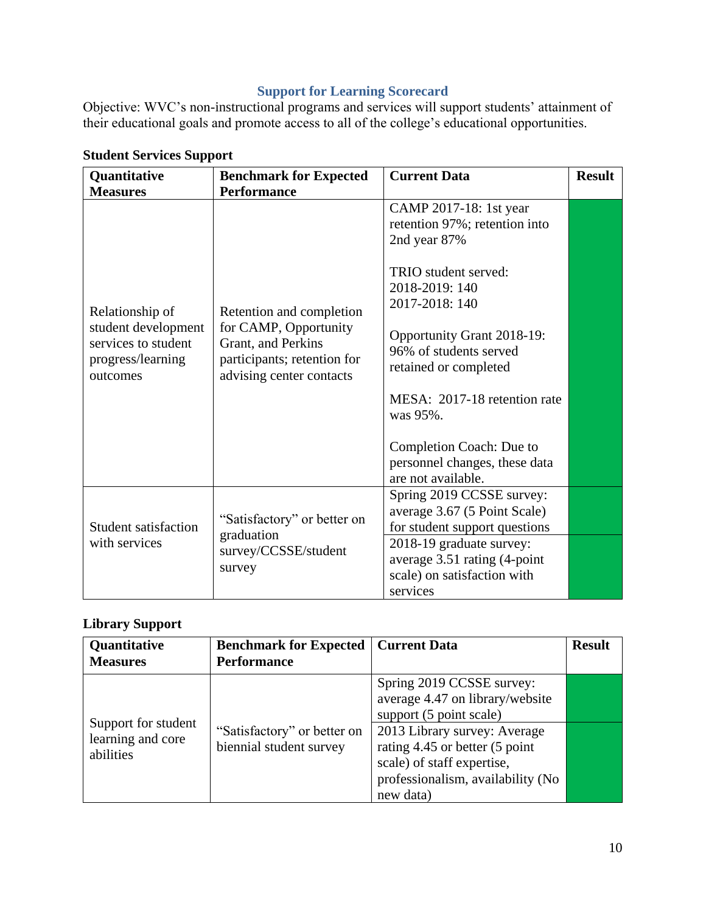## Support for Learning Scorecard

Objective: WVC's non-instructional programs and services will support students' attainment of their educational goals and promote access to all of the college's educational opportunities.

### Student Services Support

| Quantitative Measures | Benchmark for Expected Performance | Current Data | Result |
|---|---|---|---|
| Relationship of student development services to student progress/learning outcomes | Retention and completion for CAMP, Opportunity Grant, and Perkins participants; retention for advising center contacts | CAMP 2017-18: 1st year retention 97%; retention into 2nd year 87%<br><br>TRIO student served:<br>2018-2019: 140<br>2017-2018: 140<br><br>Opportunity Grant 2018-19: 96% of students served retained or completed<br><br>MESA: 2017-18 retention rate was 95%.<br><br>Completion Coach: Due to personnel changes, these data are not available. | |
| Student satisfaction with services | "Satisfactory" or better on graduation survey/CCSSE/student survey | Spring 2019 CCSSE survey: average 3.67 (5 Point Scale) for student support questions | |
| | | 2018-19 graduate survey: average 3.51 rating (4-point scale) on satisfaction with services | |

### Library Support

| Quantitative Measures | Benchmark for Expected Performance | Current Data | Result |
|---|---|---|---|
| Support for student learning and core abilities | "Satisfactory" or better on biennial student survey | Spring 2019 CCSSE survey: average 4.47 on library/website support (5 point scale) | |
| | | 2013 Library survey: Average rating 4.45 or better (5 point scale) of staff expertise, professionalism, availability (No new data) | |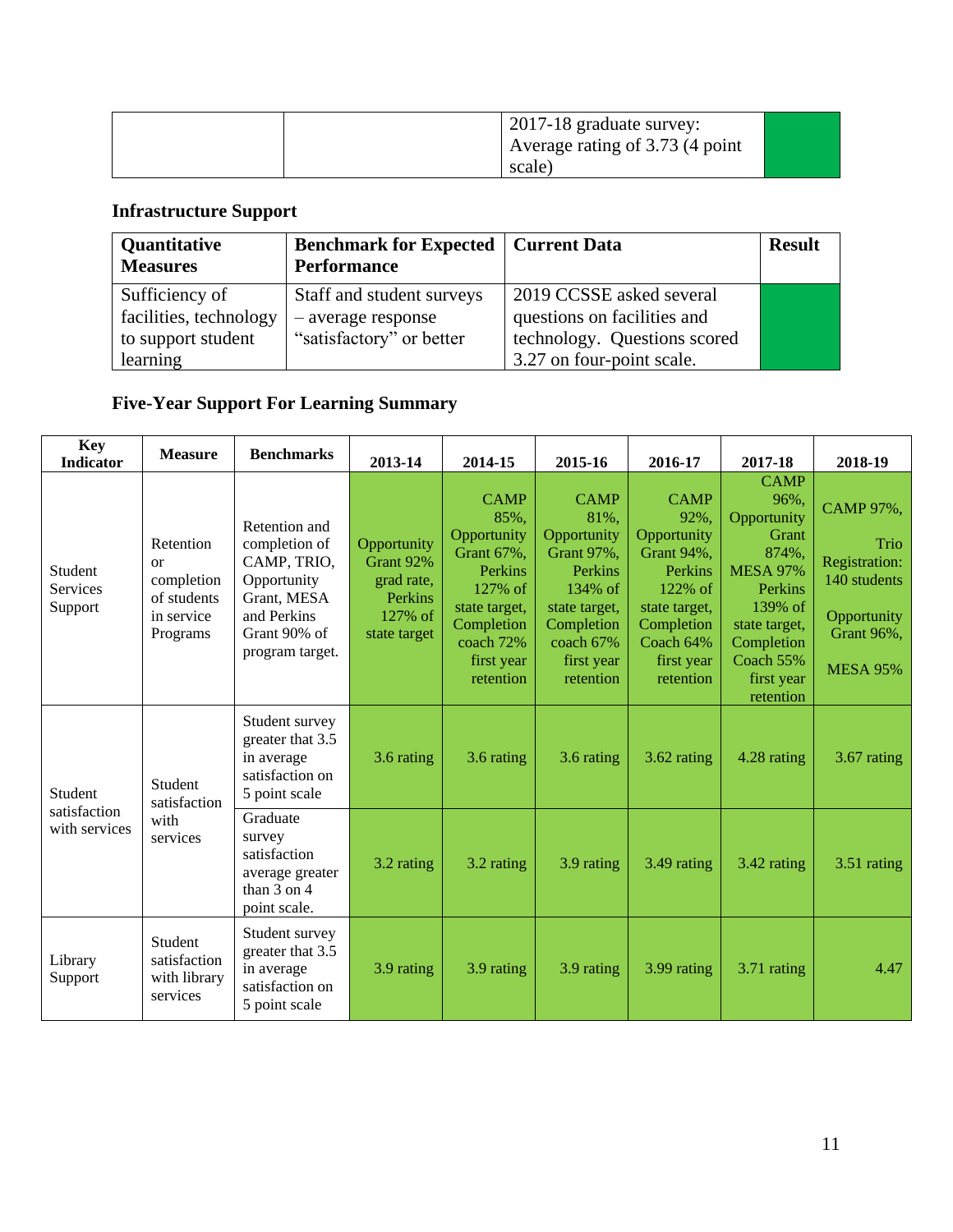| | | 2017-18 graduate survey: Average rating of 3.73 (4 point scale) | |
|---|---|---|---|

## Infrastructure Support

| Quantitative Measures | Benchmark for Expected Performance | Current Data | Result |
|---|---|---|---|
| Sufficiency of facilities, technology to support student learning | Staff and student surveys – average response "satisfactory" or better | 2019 CCSSE asked several questions on facilities and technology. Questions scored 3.27 on four-point scale. | |

## Five-Year Support For Learning Summary

| Key Indicator | Measure | Benchmarks | 2013-14 | 2014-15 | 2015-16 | 2016-17 | 2017-18 | 2018-19 |
|---|---|---|---|---|---|---|---|---|
| Student Services Support | Retention or completion of students in service Programs | Retention and completion of CAMP, TRIO, Opportunity Grant, MESA and Perkins Grant 90% of program target. | Opportunity Grant 92% grad rate, Perkins 127% of state target | CAMP 85%, Opportunity Grant 67%, Perkins 127% of state target, Completion coach 72% first year retention | CAMP 81%, Opportunity Grant 97%, Perkins 134% of state target, Completion coach 67% first year retention | CAMP 92%, Opportunity Grant 94%, Perkins 122% of state target, Completion Coach 64% first year retention | CAMP 96%, Opportunity Grant 874%, MESA 97% Perkins 139% of state target, Completion Coach 55% first year retention | CAMP 97%, Trio Registration: 140 students Opportunity Grant 96%, MESA 95% |
| Student satisfaction with services | Student satisfaction with services | Student survey greater that 3.5 in average satisfaction on 5 point scale | 3.6 rating | 3.6 rating | 3.6 rating | 3.62 rating | 4.28 rating | 3.67 rating |
| | | Graduate survey satisfaction average greater than 3 on 4 point scale. | 3.2 rating | 3.2 rating | 3.9 rating | 3.49 rating | 3.42 rating | 3.51 rating |
| Library Support | Student satisfaction with library services | Student survey greater that 3.5 in average satisfaction on 5 point scale | 3.9 rating | 3.9 rating | 3.9 rating | 3.99 rating | 3.71 rating | 4.47 |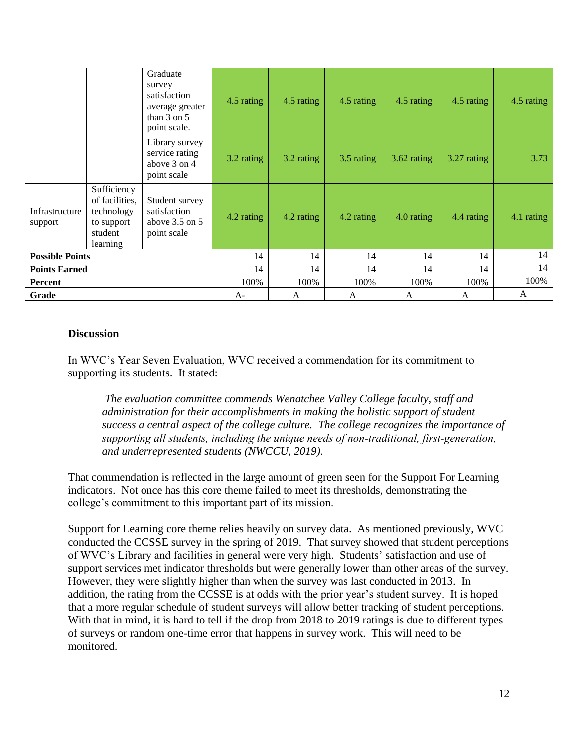| | | | | | | | | |
|---|---|---|---|---|---|---|---|---|
| | | Graduate survey satisfaction average greater than 3 on 5 point scale. | 4.5 rating | 4.5 rating | 4.5 rating | 4.5 rating | 4.5 rating | 4.5 rating |
| | | Library survey service rating above 3 on 4 point scale | 3.2 rating | 3.2 rating | 3.5 rating | 3.62 rating | 3.27 rating | 3.73 |
| Infrastructure support | Sufficiency of facilities, technology to support student learning | Student survey satisfaction above 3.5 on 5 point scale | 4.2 rating | 4.2 rating | 4.2 rating | 4.0 rating | 4.4 rating | 4.1 rating |
| **Possible Points** | | | 14 | 14 | 14 | 14 | 14 | 14 |
| **Points Earned** | | | 14 | 14 | 14 | 14 | 14 | 14 |
| **Percent** | | | 100% | 100% | 100% | 100% | 100% | 100% |
| **Grade** | | | A- | A | A | A | A | A |

## Discussion

In WVC's Year Seven Evaluation, WVC received a commendation for its commitment to supporting its students. It stated:

> *The evaluation committee commends Wenatchee Valley College faculty, staff and administration for their accomplishments in making the holistic support of student success a central aspect of the college culture. The college recognizes the importance of supporting all students, including the unique needs of non-traditional, first-generation, and underrepresented students (NWCCU, 2019).*

That commendation is reflected in the large amount of green seen for the Support For Learning indicators. Not once has this core theme failed to meet its thresholds, demonstrating the college's commitment to this important part of its mission.

Support for Learning core theme relies heavily on survey data. As mentioned previously, WVC conducted the CCSSE survey in the spring of 2019. That survey showed that student perceptions of WVC's Library and facilities in general were very high. Students' satisfaction and use of support services met indicator thresholds but were generally lower than other areas of the survey. However, they were slightly higher than when the survey was last conducted in 2013. In addition, the rating from the CCSSE is at odds with the prior year's student survey. It is hoped that a more regular schedule of student surveys will allow better tracking of student perceptions. With that in mind, it is hard to tell if the drop from 2018 to 2019 ratings is due to different types of surveys or random one-time error that happens in survey work. This will need to be monitored.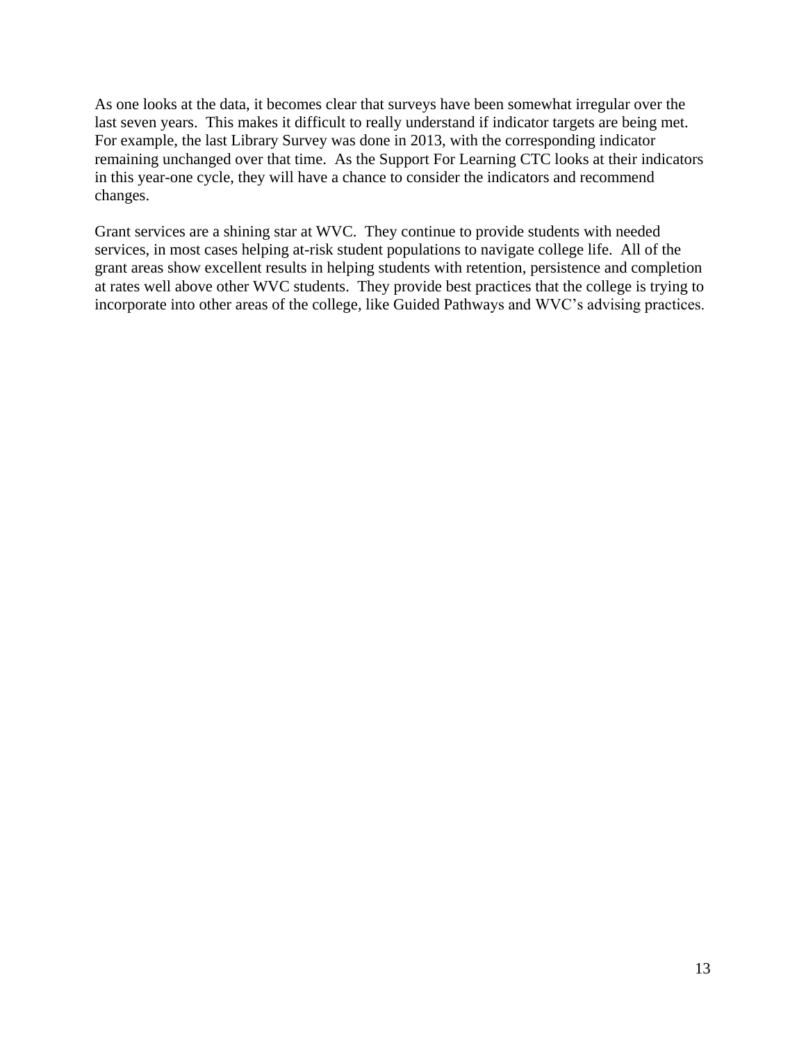As one looks at the data, it becomes clear that surveys have been somewhat irregular over the last seven years. This makes it difficult to really understand if indicator targets are being met. For example, the last Library Survey was done in 2013, with the corresponding indicator remaining unchanged over that time. As the Support For Learning CTC looks at their indicators in this year-one cycle, they will have a chance to consider the indicators and recommend changes.

Grant services are a shining star at WVC. They continue to provide students with needed services, in most cases helping at-risk student populations to navigate college life. All of the grant areas show excellent results in helping students with retention, persistence and completion at rates well above other WVC students. They provide best practices that the college is trying to incorporate into other areas of the college, like Guided Pathways and WVC's advising practices.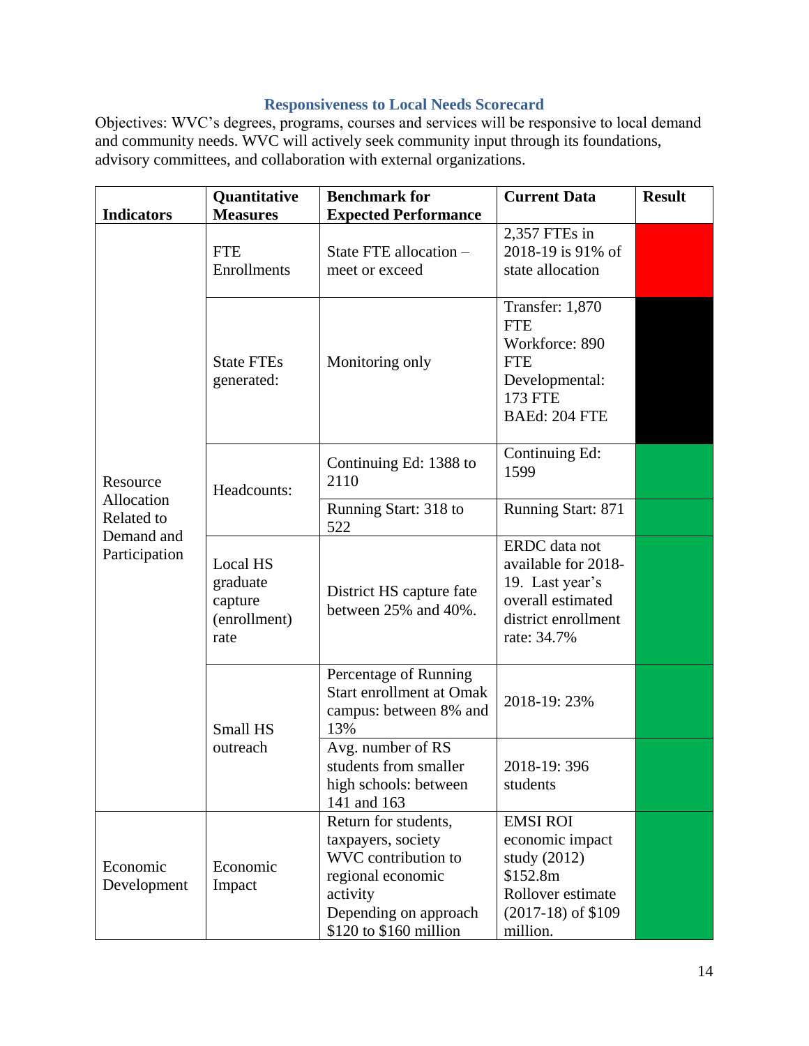### Responsiveness to Local Needs Scorecard

Objectives: WVC's degrees, programs, courses and services will be responsive to local demand and community needs. WVC will actively seek community input through its foundations, advisory committees, and collaboration with external organizations.

| Indicators | Quantitative Measures | Benchmark for Expected Performance | Current Data | Result |
|---|---|---|---|---|
| Resource Allocation Related to Demand and Participation | FTE Enrollments | State FTE allocation – meet or exceed | 2,357 FTEs in 2018-19 is 91% of state allocation | Red |
| | State FTEs generated: | Monitoring only | Transfer: 1,870 FTE<br>Workforce: 890 FTE<br>Developmental: 173 FTE<br>BAEd: 204 FTE | Black |
| | Headcounts: | Continuing Ed: 1388 to 2110 | Continuing Ed: 1599 | Green |
| | | Running Start: 318 to 522 | Running Start: 871 | Green |
| | Local HS graduate capture (enrollment) rate | District HS capture fate between 25% and 40%. | ERDC data not available for 2018-19. Last year's overall estimated district enrollment rate: 34.7% | Green |
| | Small HS outreach | Percentage of Running Start enrollment at Omak campus: between 8% and 13% | 2018-19: 23% | Green |
| | | Avg. number of RS students from smaller high schools: between 141 and 163 | 2018-19: 396 students | Green |
| Economic Development | Economic Impact | Return for students, taxpayers, society<br>WVC contribution to regional economic activity<br>Depending on approach $120 to $160 million | EMSI ROI economic impact study (2012) $152.8m<br>Rollover estimate (2017-18) of $109 million. | Green |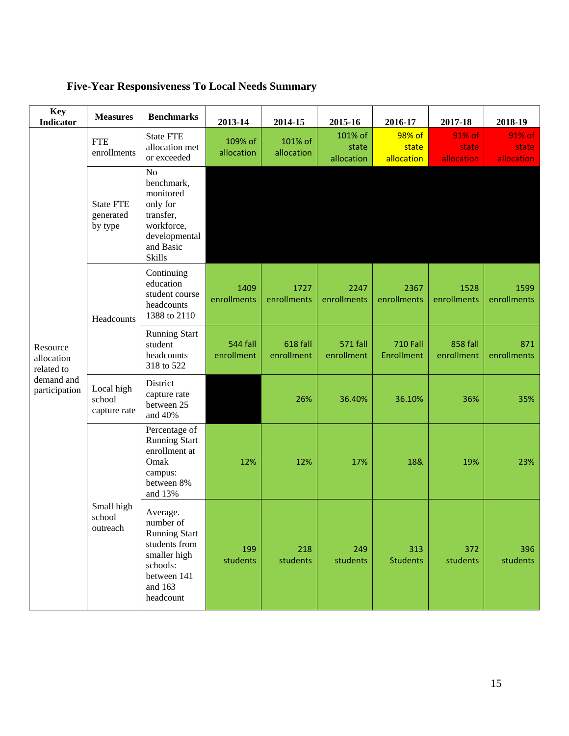## Five-Year Responsiveness To Local Needs Summary

| Key Indicator | Measures | Benchmarks | 2013-14 | 2014-15 | 2015-16 | 2016-17 | 2017-18 | 2018-19 |
|---|---|---|---|---|---|---|---|---|
| Resource allocation related to demand and participation | FTE enrollments | State FTE allocation met or exceeded | 109% of allocation | 101% of allocation | 101% of state allocation | 98% of state allocation | 91% of state allocation | 91% of state allocation |
| | State FTE generated by type | No benchmark, monitored only for transfer, workforce, developmental and Basic Skills | | | | | | |
| | Headcounts | Continuing education student course headcounts 1388 to 2110 | 1409 enrollments | 1727 enrollments | 2247 enrollments | 2367 enrollments | 1528 enrollments | 1599 enrollments |
| | | Running Start student headcounts 318 to 522 | 544 fall enrollment | 618 fall enrollment | 571 fall enrollment | 710 Fall Enrollment | 858 fall enrollment | 871 enrollments |
| | Local high school capture rate | District capture rate between 25 and 40% | | 26% | 36.40% | 36.10% | 36% | 35% |
| | Small high school outreach | Percentage of Running Start enrollment at Omak campus: between 8% and 13% | 12% | 12% | 17% | 18& | 19% | 23% |
| | | Average. number of Running Start students from smaller high schools: between 141 and 163 headcount | 199 students | 218 students | 249 students | 313 Students | 372 students | 396 students |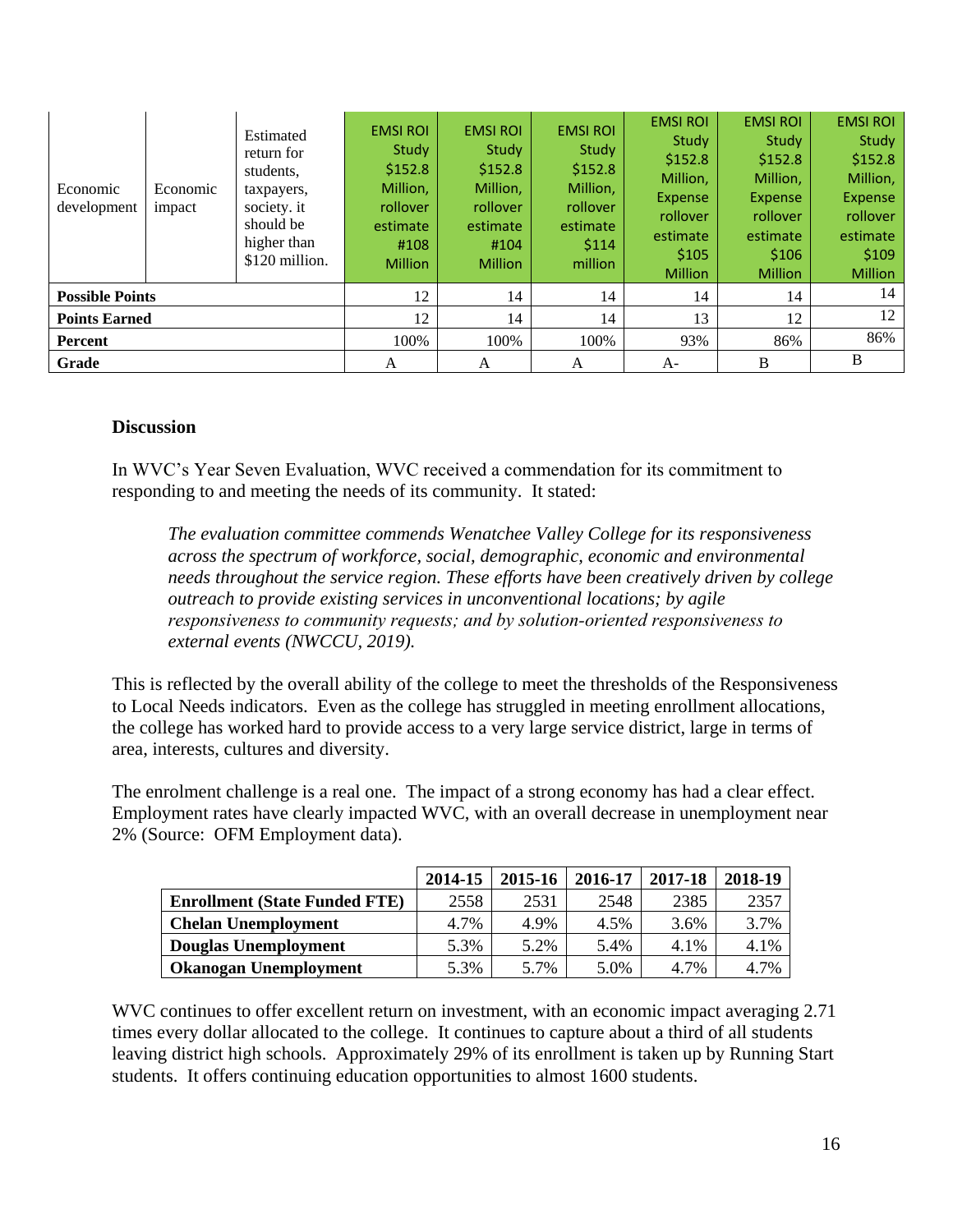| Economic development | Economic impact | Estimated return for students, taxpayers, society. it should be higher than $120 million. | EMSI ROI Study $152.8 Million, rollover estimate #108 Million | EMSI ROI Study $152.8 Million, rollover estimate #104 Million | EMSI ROI Study $152.8 Million, rollover estimate $114 million | EMSI ROI Study $152.8 Million, Expense rollover estimate $105 Million | EMSI ROI Study $152.8 Million, Expense rollover estimate $106 Million | EMSI ROI Study $152.8 Million, Expense rollover estimate $109 Million |
|---|---|---|---|---|---|---|---|---|
| **Possible Points** | | | 12 | 14 | 14 | 14 | 14 | 14 |
| **Points Earned** | | | 12 | 14 | 14 | 13 | 12 | 12 |
| **Percent** | | | 100% | 100% | 100% | 93% | 86% | 86% |
| **Grade** | | | A | A | A | A- | B | B |

## Discussion

In WVC's Year Seven Evaluation, WVC received a commendation for its commitment to responding to and meeting the needs of its community. It stated:

> *The evaluation committee commends Wenatchee Valley College for its responsiveness across the spectrum of workforce, social, demographic, economic and environmental needs throughout the service region. These efforts have been creatively driven by college outreach to provide existing services in unconventional locations; by agile responsiveness to community requests; and by solution-oriented responsiveness to external events (NWCCU, 2019).*

This is reflected by the overall ability of the college to meet the thresholds of the Responsiveness to Local Needs indicators. Even as the college has struggled in meeting enrollment allocations, the college has worked hard to provide access to a very large service district, large in terms of area, interests, cultures and diversity.

The enrolment challenge is a real one. The impact of a strong economy has had a clear effect. Employment rates have clearly impacted WVC, with an overall decrease in unemployment near 2% (Source: OFM Employment data).

| | 2014-15 | 2015-16 | 2016-17 | 2017-18 | 2018-19 |
|---|---|---|---|---|---|
| **Enrollment (State Funded FTE)** | 2558 | 2531 | 2548 | 2385 | 2357 |
| **Chelan Unemployment** | 4.7% | 4.9% | 4.5% | 3.6% | 3.7% |
| **Douglas Unemployment** | 5.3% | 5.2% | 5.4% | 4.1% | 4.1% |
| **Okanogan Unemployment** | 5.3% | 5.7% | 5.0% | 4.7% | 4.7% |

WVC continues to offer excellent return on investment, with an economic impact averaging 2.71 times every dollar allocated to the college. It continues to capture about a third of all students leaving district high schools. Approximately 29% of its enrollment is taken up by Running Start students. It offers continuing education opportunities to almost 1600 students.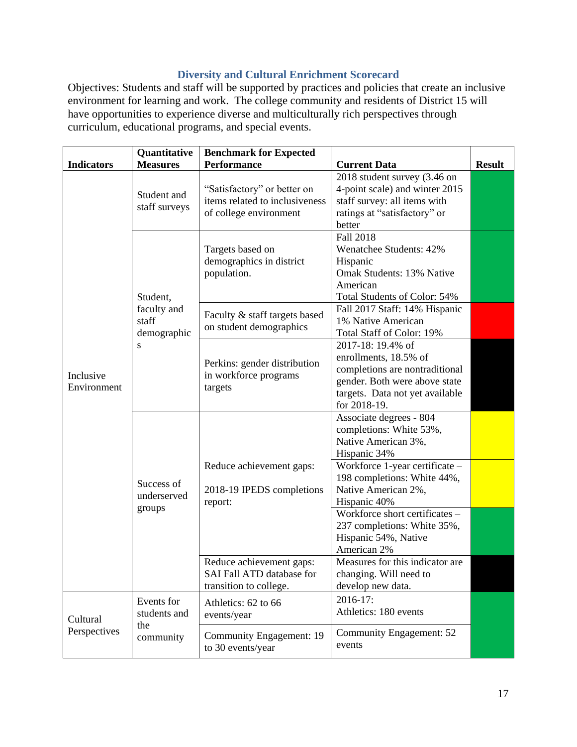## Diversity and Cultural Enrichment Scorecard

Objectives: Students and staff will be supported by practices and policies that create an inclusive environment for learning and work. The college community and residents of District 15 will have opportunities to experience diverse and multiculturally rich perspectives through curriculum, educational programs, and special events.

| Indicators | Quantitative Measures | Benchmark for Expected Performance | Current Data | Result |
|---|---|---|---|---|
| Inclusive Environment | Student and staff surveys | "Satisfactory" or better on items related to inclusiveness of college environment | 2018 student survey (3.46 on 4-point scale) and winter 2015 staff survey: all items with ratings at "satisfactory" or better | Green |
| | Student, faculty and staff demographics | Targets based on demographics in district population. | Fall 2018<br>Wenatchee Students: 42% Hispanic<br>Omak Students: 13% Native American<br>Total Students of Color: 54% | Green |
| | | Faculty & staff targets based on student demographics | Fall 2017 Staff: 14% Hispanic<br>1% Native American<br>Total Staff of Color: 19% | Red |
| | | Perkins: gender distribution in workforce programs targets | 2017-18: 19.4% of enrollments, 18.5% of completions are nontraditional gender. Both were above state targets. Data not yet available for 2018-19. | Black |
| | Success of underserved groups | Reduce achievement gaps:<br><br>2018-19 IPEDS completions report: | Associate degrees - 804 completions: White 53%, Native American 3%, Hispanic 34% | Yellow |
| | | | Workforce 1-year certificate – 198 completions: White 44%, Native American 2%, Hispanic 40% | Yellow |
| | | | Workforce short certificates – 237 completions: White 35%, Hispanic 54%, Native American 2% | Green |
| | | Reduce achievement gaps: SAI Fall ATD database for transition to college. | Measures for this indicator are changing. Will need to develop new data. | Black |
| Cultural Perspectives | Events for students and the community | Athletics: 62 to 66 events/year | 2016-17:<br>Athletics: 180 events | Green |
| | | Community Engagement: 19 to 30 events/year | Community Engagement: 52 events | Green |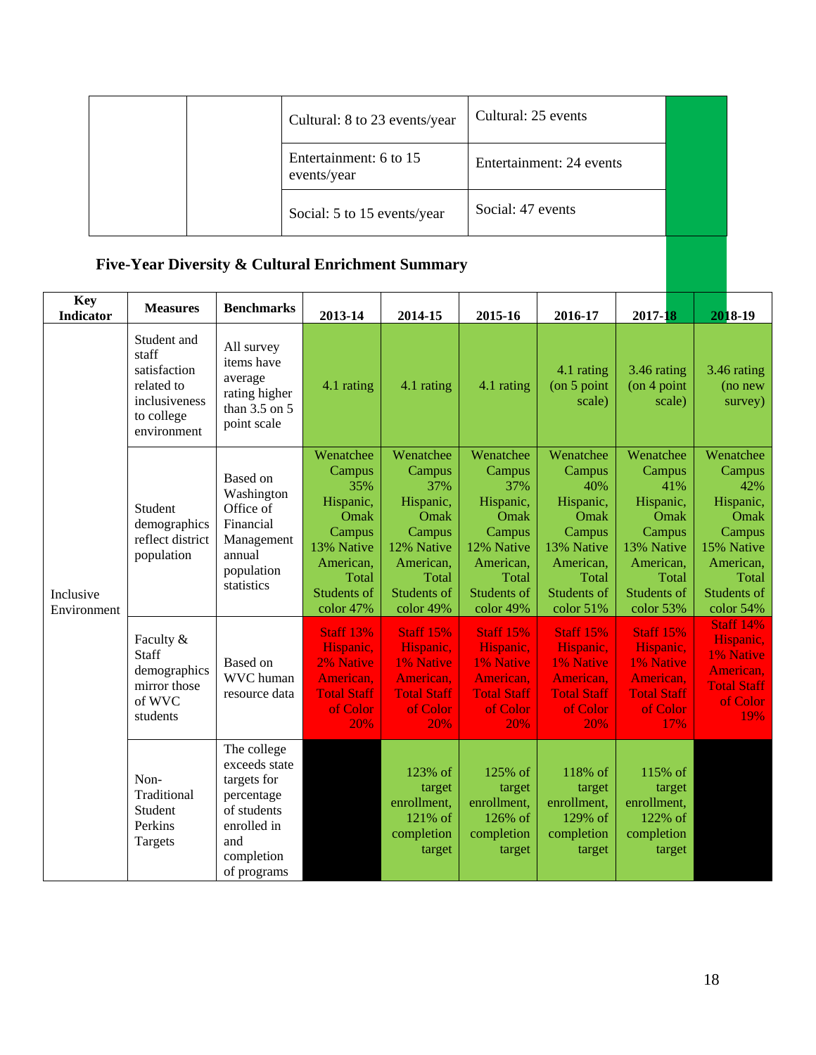| | | | | |
|---|---|---|---|---|
| | | Cultural: 8 to 23 events/year | Cultural: 25 events | |
| | | Entertainment: 6 to 15 events/year | Entertainment: 24 events | |
| | | Social: 5 to 15 events/year | Social: 47 events | |

### Five-Year Diversity & Cultural Enrichment Summary

| Key Indicator | Measures | Benchmarks | 2013-14 | 2014-15 | 2015-16 | 2016-17 | 2017-18 | 2018-19 |
|---|---|---|---|---|---|---|---|---|
| Inclusive Environment | Student and staff satisfaction related to inclusiveness to college environment | All survey items have average rating higher than 3.5 on 5 point scale | 4.1 rating | 4.1 rating | 4.1 rating | 4.1 rating (on 5 point scale) | 3.46 rating (on 4 point scale) | 3.46 rating (no new survey) |
| | Student demographics reflect district population | Based on Washington Office of Financial Management annual population statistics | Wenatchee Campus 35% Hispanic, Omak Campus 13% Native American, Total Students of color 47% | Wenatchee Campus 37% Hispanic, Omak Campus 12% Native American, Total Students of color 49% | Wenatchee Campus 37% Hispanic, Omak Campus 12% Native American, Total Students of color 49% | Wenatchee Campus 40% Hispanic, Omak Campus 13% Native American, Total Students of color 51% | Wenatchee Campus 41% Hispanic, Omak Campus 13% Native American, Total Students of color 53% | Wenatchee Campus 42% Hispanic, Omak Campus 15% Native American, Total Students of color 54% |
| | Faculty & Staff demographics mirror those of WVC students | Based on WVC human resource data | Staff 13% Hispanic, 2% Native American, Total Staff of Color 20% | Staff 15% Hispanic, 1% Native American, Total Staff of Color 20% | Staff 15% Hispanic, 1% Native American, Total Staff of Color 20% | Staff 15% Hispanic, 1% Native American, Total Staff of Color 20% | Staff 15% Hispanic, 1% Native American, Total Staff of Color 17% | Staff 14% Hispanic, 1% Native American, Total Staff of Color 19% |
| | Non-Traditional Student Perkins Targets | The college exceeds state targets for percentage of students enrolled in and completion of programs | | 123% of target enrollment, 121% of completion target | 125% of target enrollment, 126% of completion target | 118% of target enrollment, 129% of completion target | 115% of target enrollment, 122% of completion target | |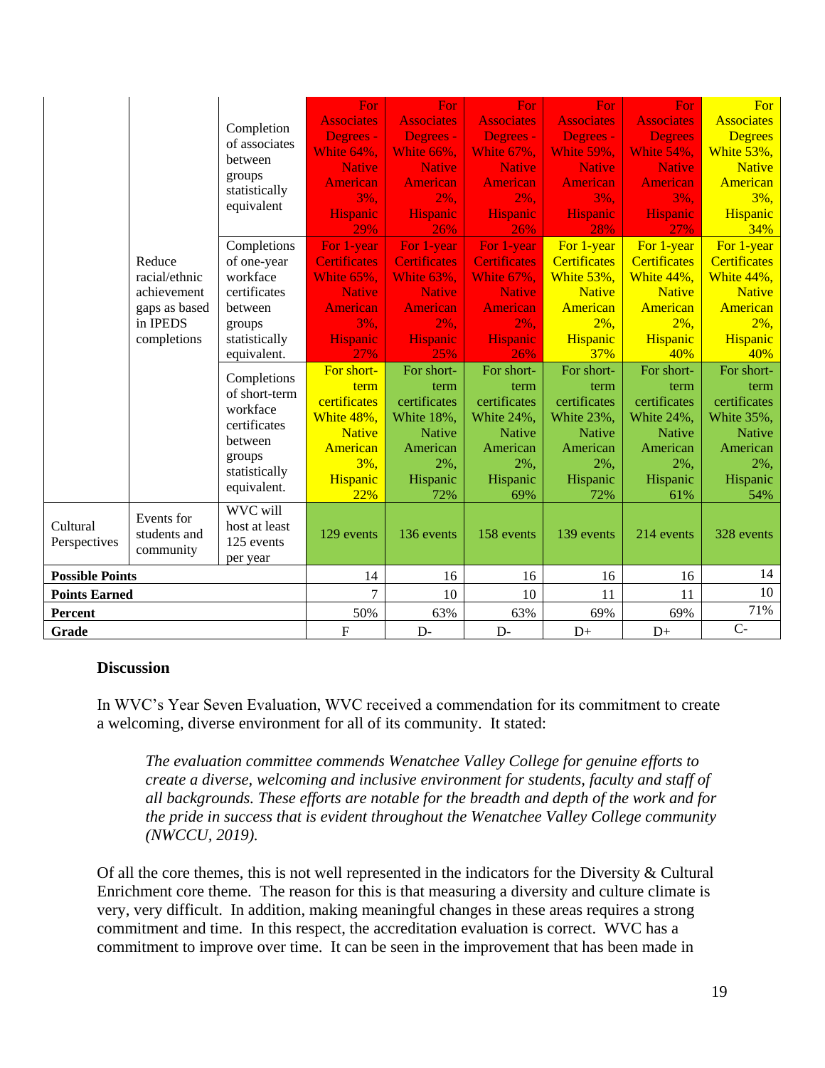| | | | | | | | | |
|---|---|---|---|---|---|---|---|---|
| | Reduce racial/ethnic achievement gaps as based in IPEDS completions | Completion of associates between groups statistically equivalent | For Associates Degrees - White 64%, Native American 3%, Hispanic 29% | For Associates Degrees - White 66%, Native American 2%, Hispanic 26% | For Associates Degrees - White 67%, Native American 2%, Hispanic 26% | For Associates Degrees - White 59%, Native American 3%, Hispanic 28% | For Associates Degrees White 54%, Native American 3%, Hispanic 27% | For Associates Degrees White 53%, Native American 3%, Hispanic 34% |
| | | Completions of one-year workface certificates between groups statistically equivalent. | For 1-year Certificates White 65%, Native American 3%, Hispanic 27% | For 1-year Certificates White 63%, Native American 2%, Hispanic 25% | For 1-year Certificates White 67%, Native American 2%, Hispanic 26% | For 1-year Certificates White 53%, Native American 2%, Hispanic 37% | For 1-year Certificates White 44%, Native American 2%, Hispanic 40% | For 1-year Certificates White 44%, Native American 2%, Hispanic 40% |
| | | Completions of short-term workface certificates between groups statistically equivalent. | For short-term certificates White 48%, Native American 3%, Hispanic 22% | For short-term certificates White 18%, Native American 2%, Hispanic 72% | For short-term certificates White 24%, Native American 2%, Hispanic 69% | For short-term certificates White 23%, Native American 2%, Hispanic 72% | For short-term certificates White 24%, Native American 2%, Hispanic 61% | For short-term certificates White 35%, Native American 2%, Hispanic 54% |
| Cultural Perspectives | Events for students and community | WVC will host at least 125 events per year | 129 events | 136 events | 158 events | 139 events | 214 events | 328 events |
| **Possible Points** | | | 14 | 16 | 16 | 16 | 16 | 14 |
| **Points Earned** | | | 7 | 10 | 10 | 11 | 11 | 10 |
| **Percent** | | | 50% | 63% | 63% | 69% | 69% | 71% |
| **Grade** | | | F | D- | D- | D+ | D+ | C- |

### Discussion

In WVC's Year Seven Evaluation, WVC received a commendation for its commitment to create a welcoming, diverse environment for all of its community. It stated:

> *The evaluation committee commends Wenatchee Valley College for genuine efforts to create a diverse, welcoming and inclusive environment for students, faculty and staff of all backgrounds. These efforts are notable for the breadth and depth of the work and for the pride in success that is evident throughout the Wenatchee Valley College community (NWCCU, 2019).*

Of all the core themes, this is not well represented in the indicators for the Diversity & Cultural Enrichment core theme. The reason for this is that measuring a diversity and culture climate is very, very difficult. In addition, making meaningful changes in these areas requires a strong commitment and time. In this respect, the accreditation evaluation is correct. WVC has a commitment to improve over time. It can be seen in the improvement that has been made in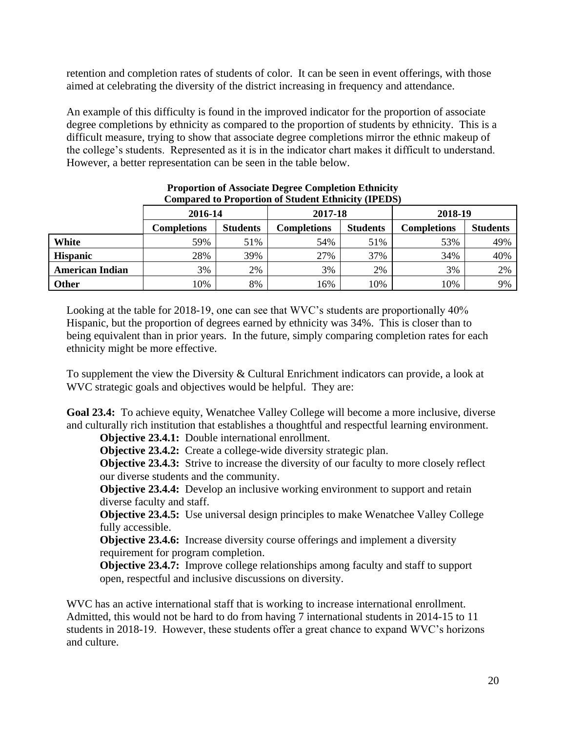retention and completion rates of students of color. It can be seen in event offerings, with those aimed at celebrating the diversity of the district increasing in frequency and attendance.

An example of this difficulty is found in the improved indicator for the proportion of associate degree completions by ethnicity as compared to the proportion of students by ethnicity. This is a difficult measure, trying to show that associate degree completions mirror the ethnic makeup of the college's students. Represented as it is in the indicator chart makes it difficult to understand. However, a better representation can be seen in the table below.

**Proportion of Associate Degree Completion Ethnicity Compared to Proportion of Student Ethnicity (IPEDS)**

| | 2016-14 | | 2017-18 | | 2018-19 | |
|---|---|---|---|---|---|---|
| | **Completions** | **Students** | **Completions** | **Students** | **Completions** | **Students** |
| **White** | 59% | 51% | 54% | 51% | 53% | 49% |
| **Hispanic** | 28% | 39% | 27% | 37% | 34% | 40% |
| **American Indian** | 3% | 2% | 3% | 2% | 3% | 2% |
| **Other** | 10% | 8% | 16% | 10% | 10% | 9% |

Looking at the table for 2018-19, one can see that WVC's students are proportionally 40% Hispanic, but the proportion of degrees earned by ethnicity was 34%. This is closer than to being equivalent than in prior years. In the future, simply comparing completion rates for each ethnicity might be more effective.

To supplement the view the Diversity & Cultural Enrichment indicators can provide, a look at WVC strategic goals and objectives would be helpful. They are:

**Goal 23.4:** To achieve equity, Wenatchee Valley College will become a more inclusive, diverse and culturally rich institution that establishes a thoughtful and respectful learning environment.

- **Objective 23.4.1:** Double international enrollment.
- **Objective 23.4.2:** Create a college-wide diversity strategic plan.
- **Objective 23.4.3:** Strive to increase the diversity of our faculty to more closely reflect our diverse students and the community.
- **Objective 23.4.4:** Develop an inclusive working environment to support and retain diverse faculty and staff.
- **Objective 23.4.5:** Use universal design principles to make Wenatchee Valley College fully accessible.
- **Objective 23.4.6:** Increase diversity course offerings and implement a diversity requirement for program completion.
- **Objective 23.4.7:** Improve college relationships among faculty and staff to support open, respectful and inclusive discussions on diversity.

WVC has an active international staff that is working to increase international enrollment. Admitted, this would not be hard to do from having 7 international students in 2014-15 to 11 students in 2018-19. However, these students offer a great chance to expand WVC's horizons and culture.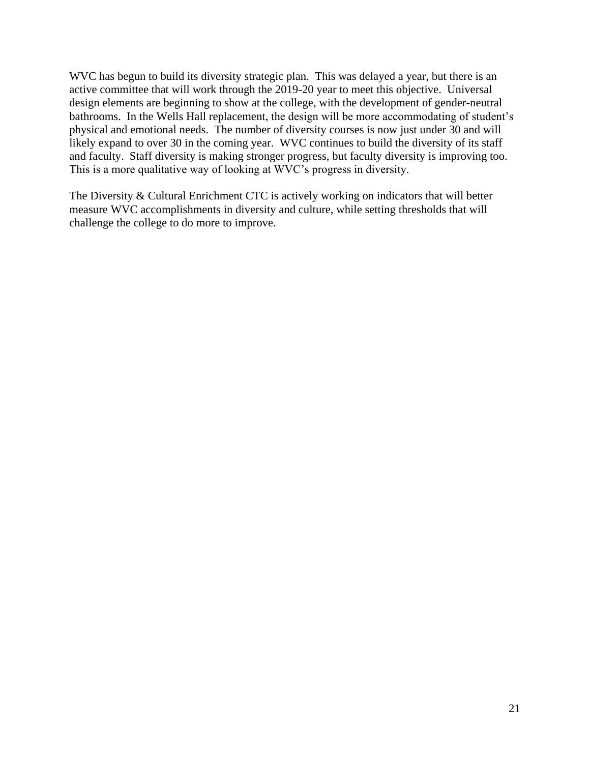WVC has begun to build its diversity strategic plan. This was delayed a year, but there is an active committee that will work through the 2019-20 year to meet this objective. Universal design elements are beginning to show at the college, with the development of gender-neutral bathrooms. In the Wells Hall replacement, the design will be more accommodating of student's physical and emotional needs. The number of diversity courses is now just under 30 and will likely expand to over 30 in the coming year. WVC continues to build the diversity of its staff and faculty. Staff diversity is making stronger progress, but faculty diversity is improving too. This is a more qualitative way of looking at WVC's progress in diversity.

The Diversity & Cultural Enrichment CTC is actively working on indicators that will better measure WVC accomplishments in diversity and culture, while setting thresholds that will challenge the college to do more to improve.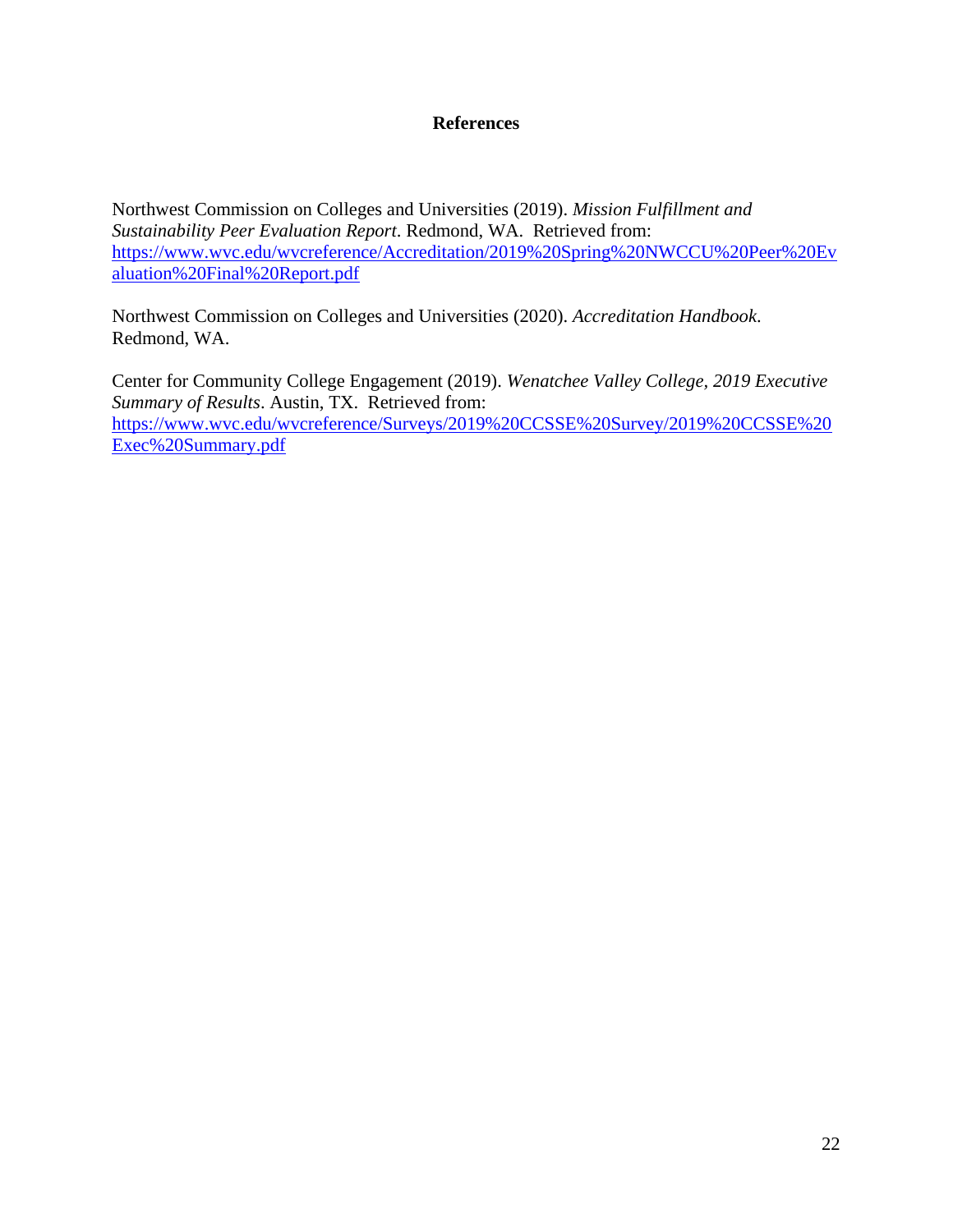# References

Northwest Commission on Colleges and Universities (2019). *Mission Fulfillment and Sustainability Peer Evaluation Report*. Redmond, WA. Retrieved from: https://www.wvc.edu/wvcreference/Accreditation/2019%20Spring%20NWCCU%20Peer%20Evaluation%20Final%20Report.pdf

Northwest Commission on Colleges and Universities (2020). *Accreditation Handbook.* Redmond, WA.

Center for Community College Engagement (2019). *Wenatchee Valley College, 2019 Executive Summary of Results*. Austin, TX. Retrieved from: https://www.wvc.edu/wvcreference/Surveys/2019%20CCSSE%20Survey/2019%20CCSSE%20Exec%20Summary.pdf